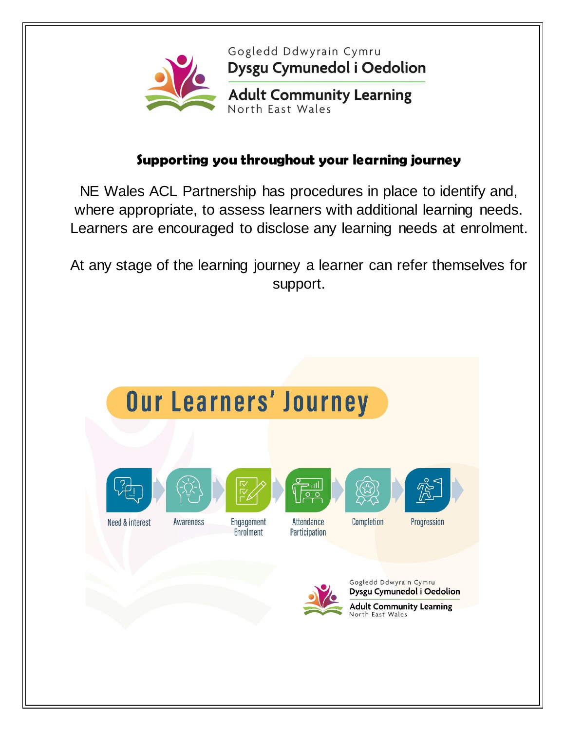Gogledd Ddwyrain Cymru
Dysgu Cymunedol i Oedolion

Adult Community Learning
North East Wales

## Supporting you throughout your learning journey

NE Wales ACL Partnership has procedures in place to identify and, where appropriate, to assess learners with additional learning needs. Learners are encouraged to disclose any learning needs at enrolment.

At any stage of the learning journey a learner can refer themselves for support.

## Our Learners' Journey

Need & interest → Awareness → Engagement Enrolment → Attendance Participation → Completion → Progression

Gogledd Ddwyrain Cymru
Dysgu Cymunedol i Oedolion
Adult Community Learning
North East Wales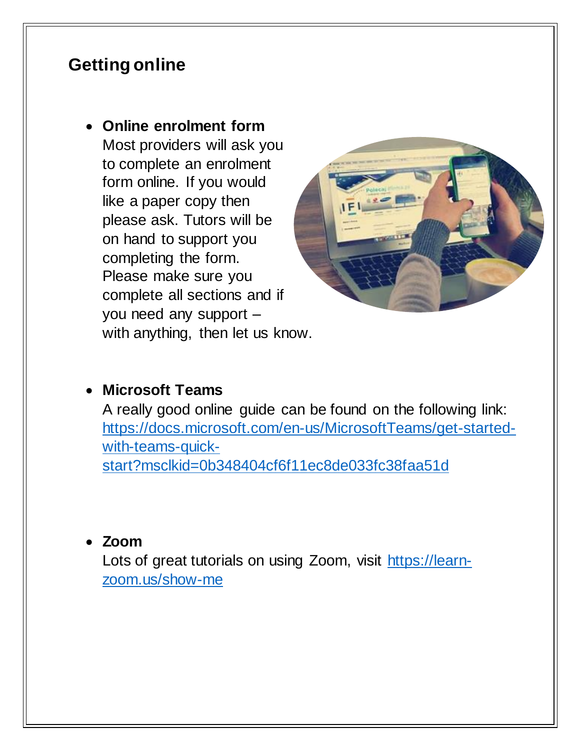## Getting online

- **Online enrolment form**
  Most providers will ask you to complete an enrolment form online. If you would like a paper copy then please ask. Tutors will be on hand to support you completing the form. Please make sure you complete all sections and if you need any support – with anything, then let us know.

- **Microsoft Teams**
  A really good online guide can be found on the following link: [https://docs.microsoft.com/en-us/MicrosoftTeams/get-started-with-teams-quick-start?msclkid=0b348404cf6f11ec8de033fc38faa51d](https://docs.microsoft.com/en-us/MicrosoftTeams/get-started-with-teams-quick-start?msclkid=0b348404cf6f11ec8de033fc38faa51d)

- **Zoom**
  Lots of great tutorials on using Zoom, visit [https://learn-zoom.us/show-me](https://learn-zoom.us/show-me)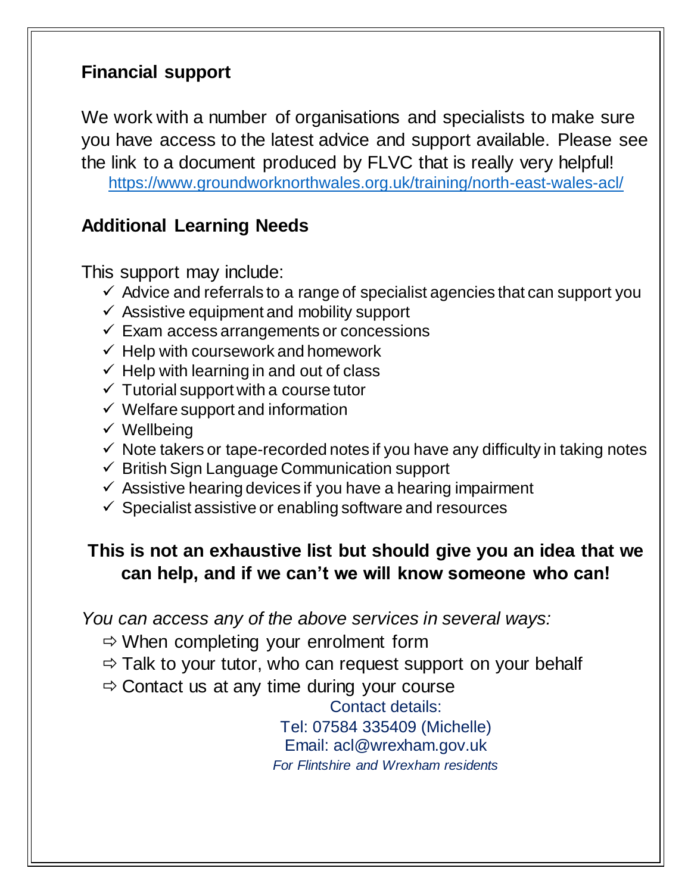## Financial support

We work with a number of organisations and specialists to make sure you have access to the latest advice and support available. Please see the link to a document produced by FLVC that is really very helpful!

https://www.groundworknorthwales.org.uk/training/north-east-wales-acl/

## Additional Learning Needs

This support may include:

- ✓ Advice and referrals to a range of specialist agencies that can support you
- ✓ Assistive equipment and mobility support
- ✓ Exam access arrangements or concessions
- ✓ Help with coursework and homework
- ✓ Help with learning in and out of class
- ✓ Tutorial support with a course tutor
- ✓ Welfare support and information
- ✓ Wellbeing
- ✓ Note takers or tape-recorded notes if you have any difficulty in taking notes
- ✓ British Sign Language Communication support
- ✓ Assistive hearing devices if you have a hearing impairment
- ✓ Specialist assistive or enabling software and resources

**This is not an exhaustive list but should give you an idea that we can help, and if we can't we will know someone who can!**

*You can access any of the above services in several ways:*

- ⇨ When completing your enrolment form
- ⇨ Talk to your tutor, who can request support on your behalf
- ⇨ Contact us at any time during your course

Contact details:
Tel: 07584 335409 (Michelle)
Email: acl@wrexham.gov.uk
*For Flintshire and Wrexham residents*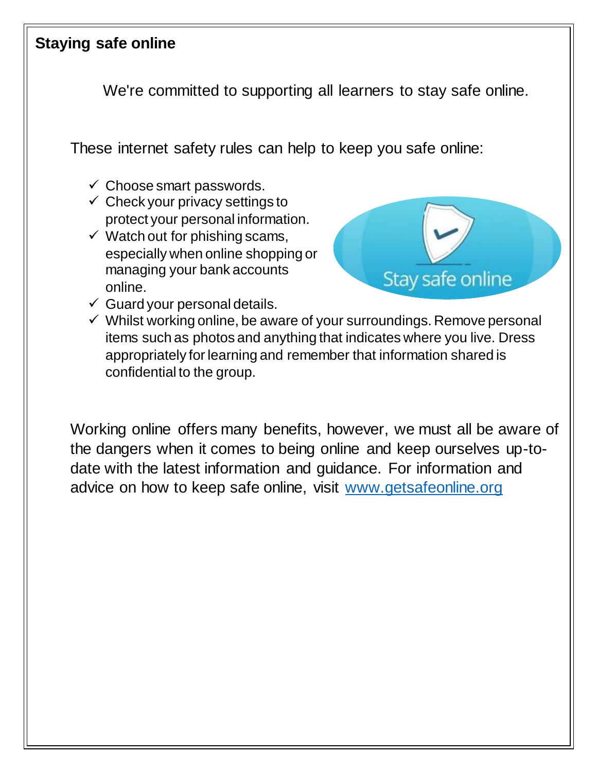## Staying safe online

We're committed to supporting all learners to stay safe online.

These internet safety rules can help to keep you safe online:

- ✓ Choose smart passwords.
- ✓ Check your privacy settings to protect your personal information.
- ✓ Watch out for phishing scams, especially when online shopping or managing your bank accounts online.
- ✓ Guard your personal details.
- ✓ Whilst working online, be aware of your surroundings. Remove personal items such as photos and anything that indicates where you live. Dress appropriately for learning and remember that information shared is confidential to the group.

Working online offers many benefits, however, we must all be aware of the dangers when it comes to being online and keep ourselves up-to-date with the latest information and guidance. For information and advice on how to keep safe online, visit [www.getsafeonline.org](http://www.getsafeonline.org)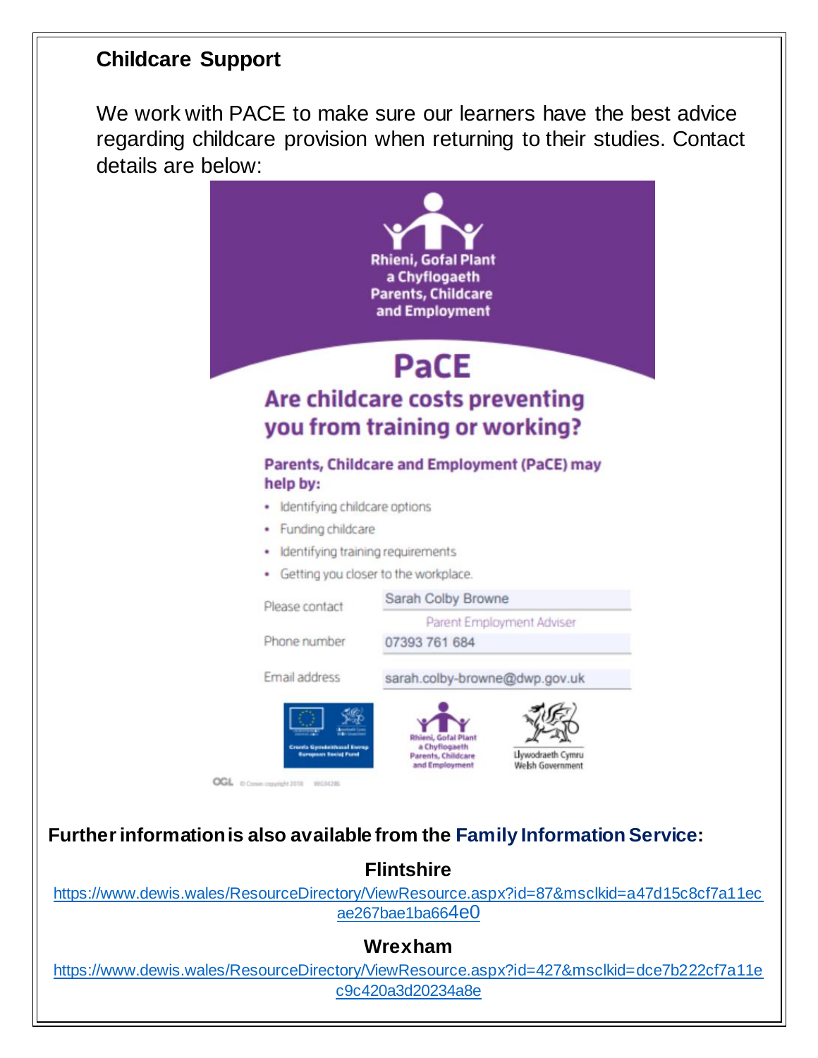## Childcare Support

We work with PACE to make sure our learners have the best advice regarding childcare provision when returning to their studies. Contact details are below:

Rhieni, Gofal Plant a Chyflogaeth
Parents, Childcare and Employment

# PaCE

## Are childcare costs preventing you from training or working?

**Parents, Childcare and Employment (PaCE) may help by:**

- Identifying childcare options
- Funding childcare
- Identifying training requirements
- Getting you closer to the workplace.

| | |
|---|---|
| Please contact | Sarah Colby Browne<br>Parent Employment Adviser |
| Phone number | 07393 761 684 |
| Email address | sarah.colby-browne@dwp.gov.uk |

Cronfa Gymdeithasol Ewrop
European Social Fund

Rhieni, Gofal Plant a Chyflogaeth
Parents, Childcare and Employment

Llywodraeth Cymru
Welsh Government

OGL © Crown copyright 2018 WG34286

**Further information is also available from the Family Information Service:**

**Flintshire**

https://www.dewis.wales/ResourceDirectory/ViewResource.aspx?id=87&msclkid=a47d15c8cf7a11ecae267bae1ba664e0

**Wrexham**

https://www.dewis.wales/ResourceDirectory/ViewResource.aspx?id=427&msclkid=dce7b222cf7a11ec9c420a3d20234a8e